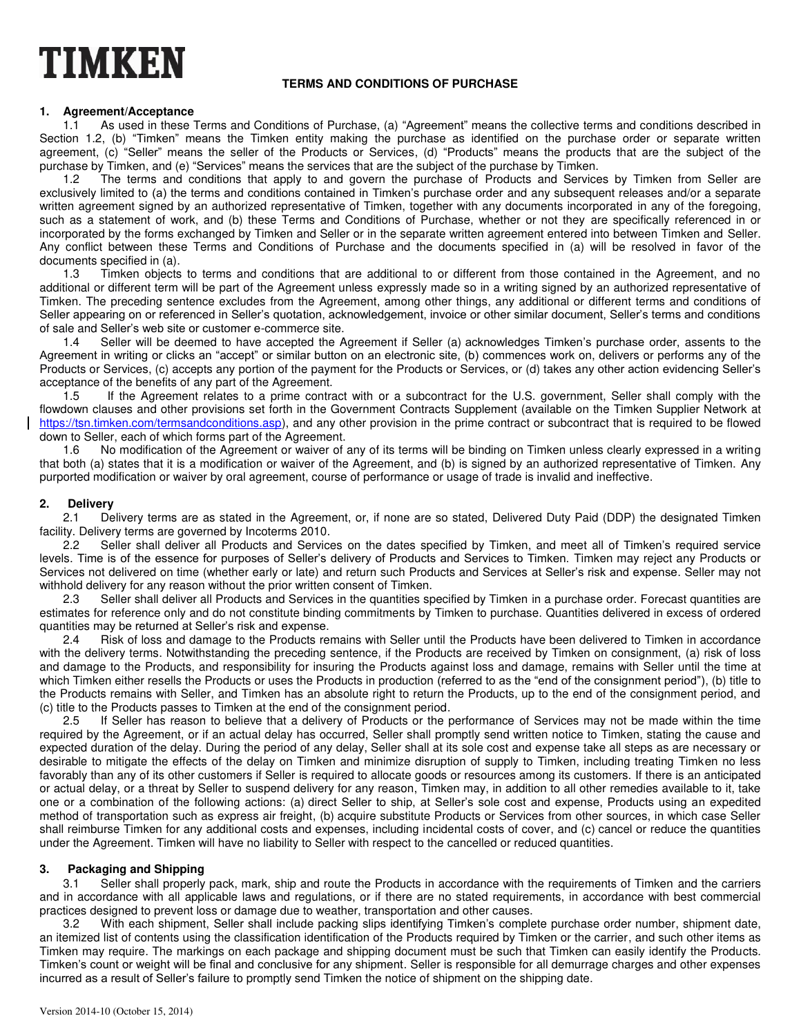# TIMKEN

## TERMS AND CONDITIONS OF PURCHASE

### 1. Agreement/Acceptance

1.1 As used in these Terms and Conditions of Purchase, (a) "Agreement" means the collective terms and conditions described in Section 1.2, (b) "Timken" means the Timken entity making the purchase as identified on the purchase order or separate written agreement, (c) "Seller" means the seller of the Products or Services, (d) "Products" means the products that are the subject of the purchase by Timken, and (e) "Services" means the services that are the subject of the purchase by Timken.

1.2 The terms and conditions that apply to and govern the purchase of Products and Services by Timken from Seller are exclusively limited to (a) the terms and conditions contained in Timken's purchase order and any subsequent releases and/or a separate written agreement signed by an authorized representative of Timken, together with any documents incorporated in any of the foregoing, such as a statement of work, and (b) these Terms and Conditions of Purchase, whether or not they are specifically referenced in or incorporated by the forms exchanged by Timken and Seller or in the separate written agreement entered into between Timken and Seller. Any conflict between these Terms and Conditions of Purchase and the documents specified in (a) will be resolved in favor of the documents specified in (a).

1.3 Timken objects to terms and conditions that are additional to or different from those contained in the Agreement, and no additional or different term will be part of the Agreement unless expressly made so in a writing signed by an authorized representative of Timken. The preceding sentence excludes from the Agreement, among other things, any additional or different terms and conditions of Seller appearing on or referenced in Seller's quotation, acknowledgement, invoice or other similar document, Seller's terms and conditions of sale and Seller's web site or customer e-commerce site.

1.4 Seller will be deemed to have accepted the Agreement if Seller (a) acknowledges Timken's purchase order, assents to the Agreement in writing or clicks an "accept" or similar button on an electronic site, (b) commences work on, delivers or performs any of the Products or Services, (c) accepts any portion of the payment for the Products or Services, or (d) takes any other action evidencing Seller's acceptance of the benefits of any part of the Agreement.

1.5 If the Agreement relates to a prime contract with or a subcontract for the U.S. government, Seller shall comply with the flowdown clauses and other provisions set forth in the Government Contracts Supplement (available on the Timken Supplier Network at https://tsn.timken.com/termsandconditions.asp), and any other provision in the prime contract or subcontract that is required to be flowed down to Seller, each of which forms part of the Agreement.

1.6 No modification of the Agreement or waiver of any of its terms will be binding on Timken unless clearly expressed in a writing that both (a) states that it is a modification or waiver of the Agreement, and (b) is signed by an authorized representative of Timken. Any purported modification or waiver by oral agreement, course of performance or usage of trade is invalid and ineffective.

### 2. Delivery

2.1 Delivery terms are as stated in the Agreement, or, if none are so stated, Delivered Duty Paid (DDP) the designated Timken facility. Delivery terms are governed by Incoterms 2010.

2.2 Seller shall deliver all Products and Services on the dates specified by Timken, and meet all of Timken's required service levels. Time is of the essence for purposes of Seller's delivery of Products and Services to Timken. Timken may reject any Products or Services not delivered on time (whether early or late) and return such Products and Services at Seller's risk and expense. Seller may not withhold delivery for any reason without the prior written consent of Timken.

2.3 Seller shall deliver all Products and Services in the quantities specified by Timken in a purchase order. Forecast quantities are estimates for reference only and do not constitute binding commitments by Timken to purchase. Quantities delivered in excess of ordered quantities may be returned at Seller's risk and expense.

2.4 Risk of loss and damage to the Products remains with Seller until the Products have been delivered to Timken in accordance with the delivery terms. Notwithstanding the preceding sentence, if the Products are received by Timken on consignment, (a) risk of loss and damage to the Products, and responsibility for insuring the Products against loss and damage, remains with Seller until the time at which Timken either resells the Products or uses the Products in production (referred to as the "end of the consignment period"), (b) title to the Products remains with Seller, and Timken has an absolute right to return the Products, up to the end of the consignment period, and (c) title to the Products passes to Timken at the end of the consignment period.

2.5 If Seller has reason to believe that a delivery of Products or the performance of Services may not be made within the time required by the Agreement, or if an actual delay has occurred, Seller shall promptly send written notice to Timken, stating the cause and expected duration of the delay. During the period of any delay, Seller shall at its sole cost and expense take all steps as are necessary or desirable to mitigate the effects of the delay on Timken and minimize disruption of supply to Timken, including treating Timken no less favorably than any of its other customers if Seller is required to allocate goods or resources among its customers. If there is an anticipated or actual delay, or a threat by Seller to suspend delivery for any reason, Timken may, in addition to all other remedies available to it, take one or a combination of the following actions: (a) direct Seller to ship, at Seller's sole cost and expense, Products using an expedited method of transportation such as express air freight, (b) acquire substitute Products or Services from other sources, in which case Seller shall reimburse Timken for any additional costs and expenses, including incidental costs of cover, and (c) cancel or reduce the quantities under the Agreement. Timken will have no liability to Seller with respect to the cancelled or reduced quantities.

### 3. Packaging and Shipping

3.1 Seller shall properly pack, mark, ship and route the Products in accordance with the requirements of Timken and the carriers and in accordance with all applicable laws and regulations, or if there are no stated requirements, in accordance with best commercial practices designed to prevent loss or damage due to weather, transportation and other causes.

3.2 With each shipment, Seller shall include packing slips identifying Timken's complete purchase order number, shipment date, an itemized list of contents using the classification identification of the Products required by Timken or the carrier, and such other items as Timken may require. The markings on each package and shipping document must be such that Timken can easily identify the Products. Timken's count or weight will be final and conclusive for any shipment. Seller is responsible for all demurrage charges and other expenses incurred as a result of Seller's failure to promptly send Timken the notice of shipment on the shipping date.

Version 2014-10 (October 15, 2014)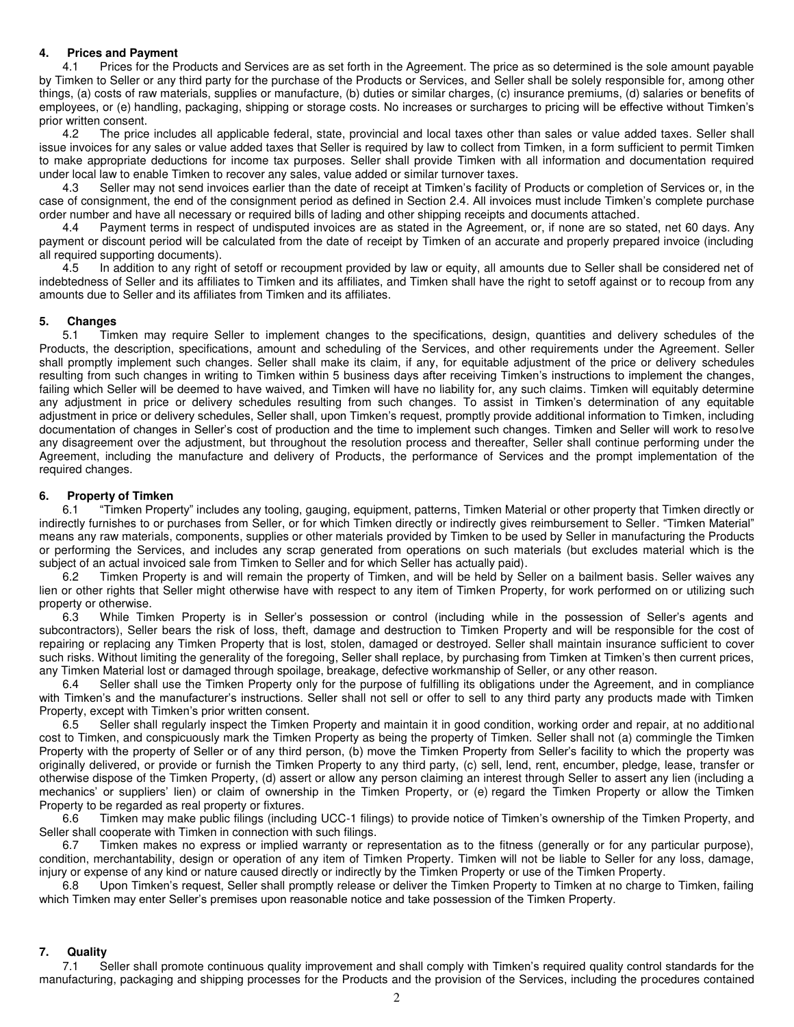## 4. Prices and Payment

4.1 Prices for the Products and Services are as set forth in the Agreement. The price as so determined is the sole amount payable by Timken to Seller or any third party for the purchase of the Products or Services, and Seller shall be solely responsible for, among other things, (a) costs of raw materials, supplies or manufacture, (b) duties or similar charges, (c) insurance premiums, (d) salaries or benefits of employees, or (e) handling, packaging, shipping or storage costs. No increases or surcharges to pricing will be effective without Timken's prior written consent.

4.2 The price includes all applicable federal, state, provincial and local taxes other than sales or value added taxes. Seller shall issue invoices for any sales or value added taxes that Seller is required by law to collect from Timken, in a form sufficient to permit Timken to make appropriate deductions for income tax purposes. Seller shall provide Timken with all information and documentation required under local law to enable Timken to recover any sales, value added or similar turnover taxes.

4.3 Seller may not send invoices earlier than the date of receipt at Timken's facility of Products or completion of Services or, in the case of consignment, the end of the consignment period as defined in Section 2.4. All invoices must include Timken's complete purchase order number and have all necessary or required bills of lading and other shipping receipts and documents attached.

4.4 Payment terms in respect of undisputed invoices are as stated in the Agreement, or, if none are so stated, net 60 days. Any payment or discount period will be calculated from the date of receipt by Timken of an accurate and properly prepared invoice (including all required supporting documents).

4.5 In addition to any right of setoff or recoupment provided by law or equity, all amounts due to Seller shall be considered net of indebtedness of Seller and its affiliates to Timken and its affiliates, and Timken shall have the right to setoff against or to recoup from any amounts due to Seller and its affiliates from Timken and its affiliates.

## 5. Changes

5.1 Timken may require Seller to implement changes to the specifications, design, quantities and delivery schedules of the Products, the description, specifications, amount and scheduling of the Services, and other requirements under the Agreement. Seller shall promptly implement such changes. Seller shall make its claim, if any, for equitable adjustment of the price or delivery schedules resulting from such changes in writing to Timken within 5 business days after receiving Timken's instructions to implement the changes, failing which Seller will be deemed to have waived, and Timken will have no liability for, any such claims. Timken will equitably determine any adjustment in price or delivery schedules resulting from such changes. To assist in Timken's determination of any equitable adjustment in price or delivery schedules, Seller shall, upon Timken's request, promptly provide additional information to Timken, including documentation of changes in Seller's cost of production and the time to implement such changes. Timken and Seller will work to resolve any disagreement over the adjustment, but throughout the resolution process and thereafter, Seller shall continue performing under the Agreement, including the manufacture and delivery of Products, the performance of Services and the prompt implementation of the required changes.

## 6. Property of Timken

6.1 "Timken Property" includes any tooling, gauging, equipment, patterns, Timken Material or other property that Timken directly or indirectly furnishes to or purchases from Seller, or for which Timken directly or indirectly gives reimbursement to Seller. "Timken Material" means any raw materials, components, supplies or other materials provided by Timken to be used by Seller in manufacturing the Products or performing the Services, and includes any scrap generated from operations on such materials (but excludes material which is the subject of an actual invoiced sale from Timken to Seller and for which Seller has actually paid).

6.2 Timken Property is and will remain the property of Timken, and will be held by Seller on a bailment basis. Seller waives any lien or other rights that Seller might otherwise have with respect to any item of Timken Property, for work performed on or utilizing such property or otherwise.

6.3 While Timken Property is in Seller's possession or control (including while in the possession of Seller's agents and subcontractors), Seller bears the risk of loss, theft, damage and destruction to Timken Property and will be responsible for the cost of repairing or replacing any Timken Property that is lost, stolen, damaged or destroyed. Seller shall maintain insurance sufficient to cover such risks. Without limiting the generality of the foregoing, Seller shall replace, by purchasing from Timken at Timken's then current prices, any Timken Material lost or damaged through spoilage, breakage, defective workmanship of Seller, or any other reason.

6.4 Seller shall use the Timken Property only for the purpose of fulfilling its obligations under the Agreement, and in compliance with Timken's and the manufacturer's instructions. Seller shall not sell or offer to sell to any third party any products made with Timken Property, except with Timken's prior written consent.

6.5 Seller shall regularly inspect the Timken Property and maintain it in good condition, working order and repair, at no additional cost to Timken, and conspicuously mark the Timken Property as being the property of Timken. Seller shall not (a) commingle the Timken Property with the property of Seller or of any third person, (b) move the Timken Property from Seller's facility to which the property was originally delivered, or provide or furnish the Timken Property to any third party, (c) sell, lend, rent, encumber, pledge, lease, transfer or otherwise dispose of the Timken Property, (d) assert or allow any person claiming an interest through Seller to assert any lien (including a mechanics' or suppliers' lien) or claim of ownership in the Timken Property, or (e) regard the Timken Property or allow the Timken Property to be regarded as real property or fixtures.

6.6 Timken may make public filings (including UCC-1 filings) to provide notice of Timken's ownership of the Timken Property, and Seller shall cooperate with Timken in connection with such filings.

6.7 Timken makes no express or implied warranty or representation as to the fitness (generally or for any particular purpose), condition, merchantability, design or operation of any item of Timken Property. Timken will not be liable to Seller for any loss, damage, injury or expense of any kind or nature caused directly or indirectly by the Timken Property or use of the Timken Property.

6.8 Upon Timken's request, Seller shall promptly release or deliver the Timken Property to Timken at no charge to Timken, failing which Timken may enter Seller's premises upon reasonable notice and take possession of the Timken Property.

## 7. Quality

7.1 Seller shall promote continuous quality improvement and shall comply with Timken's required quality control standards for the manufacturing, packaging and shipping processes for the Products and the provision of the Services, including the procedures contained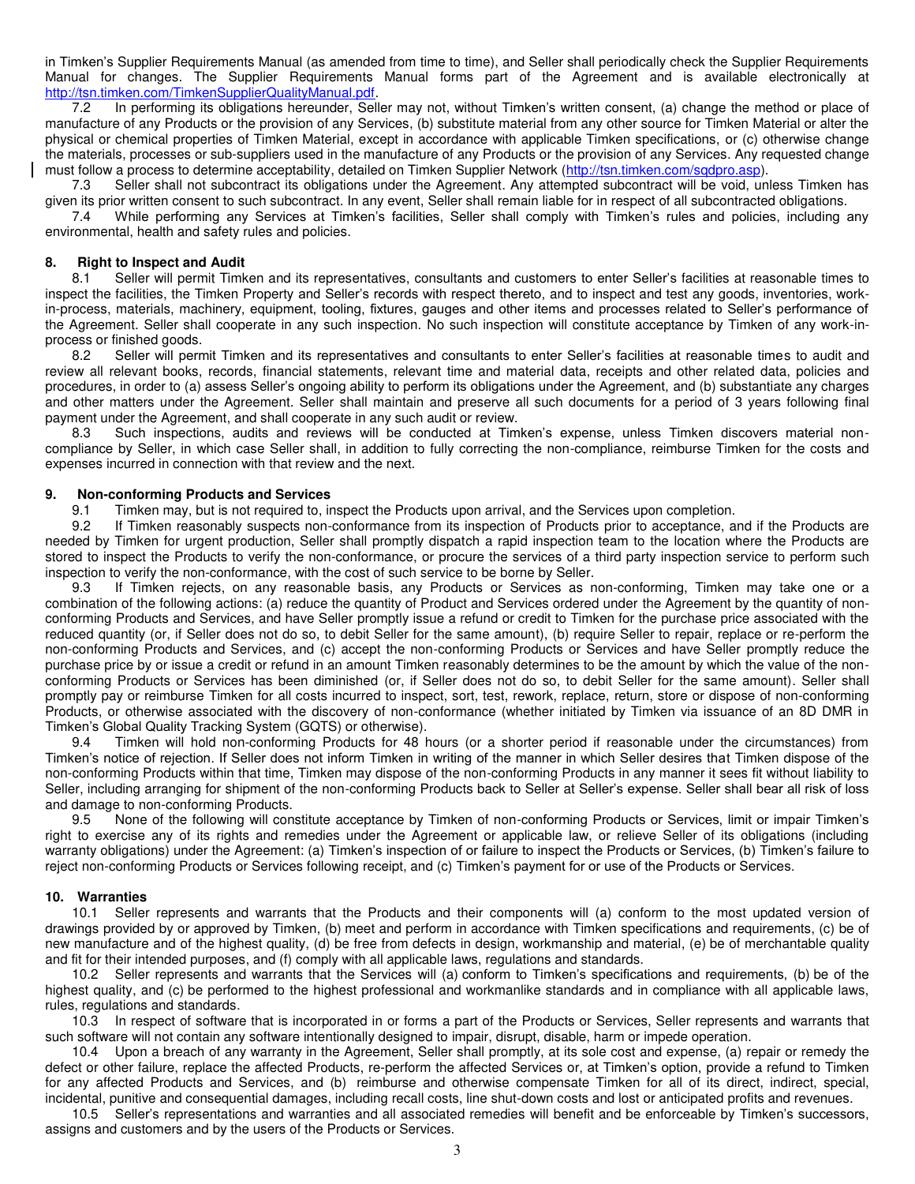in Timken's Supplier Requirements Manual (as amended from time to time), and Seller shall periodically check the Supplier Requirements Manual for changes. The Supplier Requirements Manual forms part of the Agreement and is available electronically at [http://tsn.timken.com/TimkenSupplierQualityManual.pdf](http://tsn.timken.com/TimkenSupplierQualityManual.pdf).

7.2 In performing its obligations hereunder, Seller may not, without Timken's written consent, (a) change the method or place of manufacture of any Products or the provision of any Services, (b) substitute material from any other source for Timken Material or alter the physical or chemical properties of Timken Material, except in accordance with applicable Timken specifications, or (c) otherwise change the materials, processes or sub-suppliers used in the manufacture of any Products or the provision of any Services. Any requested change must follow a process to determine acceptability, detailed on Timken Supplier Network ([http://tsn.timken.com/sqdpro.asp](http://tsn.timken.com/sqdpro.asp)).

7.3 Seller shall not subcontract its obligations under the Agreement. Any attempted subcontract will be void, unless Timken has given its prior written consent to such subcontract. In any event, Seller shall remain liable for in respect of all subcontracted obligations.

7.4 While performing any Services at Timken's facilities, Seller shall comply with Timken's rules and policies, including any environmental, health and safety rules and policies.

**8. Right to Inspect and Audit**

8.1 Seller will permit Timken and its representatives, consultants and customers to enter Seller's facilities at reasonable times to inspect the facilities, the Timken Property and Seller's records with respect thereto, and to inspect and test any goods, inventories, work-in-process, materials, machinery, equipment, tooling, fixtures, gauges and other items and processes related to Seller's performance of the Agreement. Seller shall cooperate in any such inspection. No such inspection will constitute acceptance by Timken of any work-in-process or finished goods.

8.2 Seller will permit Timken and its representatives and consultants to enter Seller's facilities at reasonable times to audit and review all relevant books, records, financial statements, relevant time and material data, receipts and other related data, policies and procedures, in order to (a) assess Seller's ongoing ability to perform its obligations under the Agreement, and (b) substantiate any charges and other matters under the Agreement. Seller shall maintain and preserve all such documents for a period of 3 years following final payment under the Agreement, and shall cooperate in any such audit or review.

8.3 Such inspections, audits and reviews will be conducted at Timken's expense, unless Timken discovers material non-compliance by Seller, in which case Seller shall, in addition to fully correcting the non-compliance, reimburse Timken for the costs and expenses incurred in connection with that review and the next.

**9. Non-conforming Products and Services**

9.1 Timken may, but is not required to, inspect the Products upon arrival, and the Services upon completion.

9.2 If Timken reasonably suspects non-conformance from its inspection of Products prior to acceptance, and if the Products are needed by Timken for urgent production, Seller shall promptly dispatch a rapid inspection team to the location where the Products are stored to inspect the Products to verify the non-conformance, or procure the services of a third party inspection service to perform such inspection to verify the non-conformance, with the cost of such service to be borne by Seller.

9.3 If Timken rejects, on any reasonable basis, any Products or Services as non-conforming, Timken may take one or a combination of the following actions: (a) reduce the quantity of Product and Services ordered under the Agreement by the quantity of non-conforming Products and Services, and have Seller promptly issue a refund or credit to Timken for the purchase price associated with the reduced quantity (or, if Seller does not do so, to debit Seller for the same amount), (b) require Seller to repair, replace or re-perform the non-conforming Products and Services, and (c) accept the non-conforming Products or Services and have Seller promptly reduce the purchase price by or issue a credit or refund in an amount Timken reasonably determines to be the amount by which the value of the non-conforming Products or Services has been diminished (or, if Seller does not do so, to debit Seller for the same amount). Seller shall promptly pay or reimburse Timken for all costs incurred to inspect, sort, test, rework, replace, return, store or dispose of non-conforming Products, or otherwise associated with the discovery of non-conformance (whether initiated by Timken via issuance of an 8D DMR in Timken's Global Quality Tracking System (GQTS) or otherwise).

9.4 Timken will hold non-conforming Products for 48 hours (or a shorter period if reasonable under the circumstances) from Timken's notice of rejection. If Seller does not inform Timken in writing of the manner in which Seller desires that Timken dispose of the non-conforming Products within that time, Timken may dispose of the non-conforming Products in any manner it sees fit without liability to Seller, including arranging for shipment of the non-conforming Products back to Seller at Seller's expense. Seller shall bear all risk of loss and damage to non-conforming Products.

9.5 None of the following will constitute acceptance by Timken of non-conforming Products or Services, limit or impair Timken's right to exercise any of its rights and remedies under the Agreement or applicable law, or relieve Seller of its obligations (including warranty obligations) under the Agreement: (a) Timken's inspection of or failure to inspect the Products or Services, (b) Timken's failure to reject non-conforming Products or Services following receipt, and (c) Timken's payment for or use of the Products or Services.

**10. Warranties**

10.1 Seller represents and warrants that the Products and their components will (a) conform to the most updated version of drawings provided by or approved by Timken, (b) meet and perform in accordance with Timken specifications and requirements, (c) be of new manufacture and of the highest quality, (d) be free from defects in design, workmanship and material, (e) be of merchantable quality and fit for their intended purposes, and (f) comply with all applicable laws, regulations and standards.

10.2 Seller represents and warrants that the Services will (a) conform to Timken's specifications and requirements, (b) be of the highest quality, and (c) be performed to the highest professional and workmanlike standards and in compliance with all applicable laws, rules, regulations and standards.

10.3 In respect of software that is incorporated in or forms a part of the Products or Services, Seller represents and warrants that such software will not contain any software intentionally designed to impair, disrupt, disable, harm or impede operation.

10.4 Upon a breach of any warranty in the Agreement, Seller shall promptly, at its sole cost and expense, (a) repair or remedy the defect or other failure, replace the affected Products, re-perform the affected Services or, at Timken's option, provide a refund to Timken for any affected Products and Services, and (b) reimburse and otherwise compensate Timken for all of its direct, indirect, special, incidental, punitive and consequential damages, including recall costs, line shut-down costs and lost or anticipated profits and revenues.

10.5 Seller's representations and warranties and all associated remedies will benefit and be enforceable by Timken's successors, assigns and customers and by the users of the Products or Services.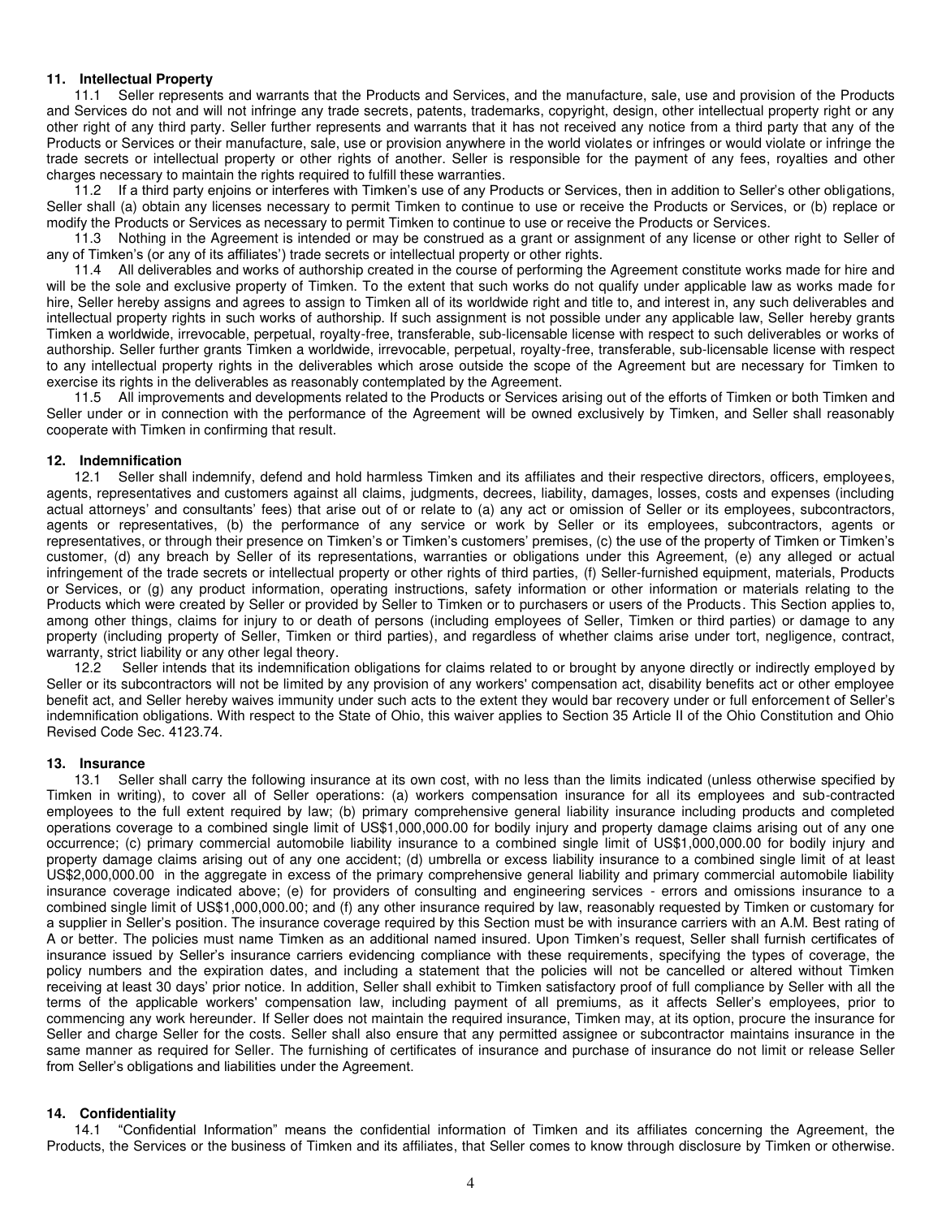### 11. Intellectual Property

11.1 Seller represents and warrants that the Products and Services, and the manufacture, sale, use and provision of the Products and Services do not and will not infringe any trade secrets, patents, trademarks, copyright, design, other intellectual property right or any other right of any third party. Seller further represents and warrants that it has not received any notice from a third party that any of the Products or Services or their manufacture, sale, use or provision anywhere in the world violates or infringes or would violate or infringe the trade secrets or intellectual property or other rights of another. Seller is responsible for the payment of any fees, royalties and other charges necessary to maintain the rights required to fulfill these warranties.

11.2 If a third party enjoins or interferes with Timken's use of any Products or Services, then in addition to Seller's other obligations, Seller shall (a) obtain any licenses necessary to permit Timken to continue to use or receive the Products or Services, or (b) replace or modify the Products or Services as necessary to permit Timken to continue to use or receive the Products or Services.

11.3 Nothing in the Agreement is intended or may be construed as a grant or assignment of any license or other right to Seller of any of Timken's (or any of its affiliates') trade secrets or intellectual property or other rights.

11.4 All deliverables and works of authorship created in the course of performing the Agreement constitute works made for hire and will be the sole and exclusive property of Timken. To the extent that such works do not qualify under applicable law as works made for hire, Seller hereby assigns and agrees to assign to Timken all of its worldwide right and title to, and interest in, any such deliverables and intellectual property rights in such works of authorship. If such assignment is not possible under any applicable law, Seller hereby grants Timken a worldwide, irrevocable, perpetual, royalty-free, transferable, sub-licensable license with respect to such deliverables or works of authorship. Seller further grants Timken a worldwide, irrevocable, perpetual, royalty-free, transferable, sub-licensable license with respect to any intellectual property rights in the deliverables which arose outside the scope of the Agreement but are necessary for Timken to exercise its rights in the deliverables as reasonably contemplated by the Agreement.

11.5 All improvements and developments related to the Products or Services arising out of the efforts of Timken or both Timken and Seller under or in connection with the performance of the Agreement will be owned exclusively by Timken, and Seller shall reasonably cooperate with Timken in confirming that result.

### 12. Indemnification

12.1 Seller shall indemnify, defend and hold harmless Timken and its affiliates and their respective directors, officers, employees, agents, representatives and customers against all claims, judgments, decrees, liability, damages, losses, costs and expenses (including actual attorneys' and consultants' fees) that arise out of or relate to (a) any act or omission of Seller or its employees, subcontractors, agents or representatives, (b) the performance of any service or work by Seller or its employees, subcontractors, agents or representatives, or through their presence on Timken's or Timken's customers' premises, (c) the use of the property of Timken or Timken's customer, (d) any breach by Seller of its representations, warranties or obligations under this Agreement, (e) any alleged or actual infringement of the trade secrets or intellectual property or other rights of third parties, (f) Seller-furnished equipment, materials, Products or Services, or (g) any product information, operating instructions, safety information or other information or materials relating to the Products which were created by Seller or provided by Seller to Timken or to purchasers or users of the Products. This Section applies to, among other things, claims for injury to or death of persons (including employees of Seller, Timken or third parties) or damage to any property (including property of Seller, Timken or third parties), and regardless of whether claims arise under tort, negligence, contract, warranty, strict liability or any other legal theory.

12.2 Seller intends that its indemnification obligations for claims related to or brought by anyone directly or indirectly employed by Seller or its subcontractors will not be limited by any provision of any workers' compensation act, disability benefits act or other employee benefit act, and Seller hereby waives immunity under such acts to the extent they would bar recovery under or full enforcement of Seller's indemnification obligations. With respect to the State of Ohio, this waiver applies to Section 35 Article II of the Ohio Constitution and Ohio Revised Code Sec. 4123.74.

### 13. Insurance

13.1 Seller shall carry the following insurance at its own cost, with no less than the limits indicated (unless otherwise specified by Timken in writing), to cover all of Seller operations: (a) workers compensation insurance for all its employees and sub-contracted employees to the full extent required by law; (b) primary comprehensive general liability insurance including products and completed operations coverage to a combined single limit of US$1,000,000.00 for bodily injury and property damage claims arising out of any one occurrence; (c) primary commercial automobile liability insurance to a combined single limit of US$1,000,000.00 for bodily injury and property damage claims arising out of any one accident; (d) umbrella or excess liability insurance to a combined single limit of at least US$2,000,000.00 in the aggregate in excess of the primary comprehensive general liability and primary commercial automobile liability insurance coverage indicated above; (e) for providers of consulting and engineering services - errors and omissions insurance to a combined single limit of US$1,000,000.00; and (f) any other insurance required by law, reasonably requested by Timken or customary for a supplier in Seller's position. The insurance coverage required by this Section must be with insurance carriers with an A.M. Best rating of A or better. The policies must name Timken as an additional named insured. Upon Timken's request, Seller shall furnish certificates of insurance issued by Seller's insurance carriers evidencing compliance with these requirements, specifying the types of coverage, the policy numbers and the expiration dates, and including a statement that the policies will not be cancelled or altered without Timken receiving at least 30 days' prior notice. In addition, Seller shall exhibit to Timken satisfactory proof of full compliance by Seller with all the terms of the applicable workers' compensation law, including payment of all premiums, as it affects Seller's employees, prior to commencing any work hereunder. If Seller does not maintain the required insurance, Timken may, at its option, procure the insurance for Seller and charge Seller for the costs. Seller shall also ensure that any permitted assignee or subcontractor maintains insurance in the same manner as required for Seller. The furnishing of certificates of insurance and purchase of insurance do not limit or release Seller from Seller's obligations and liabilities under the Agreement.

### 14. Confidentiality

14.1 "Confidential Information" means the confidential information of Timken and its affiliates concerning the Agreement, the Products, the Services or the business of Timken and its affiliates, that Seller comes to know through disclosure by Timken or otherwise.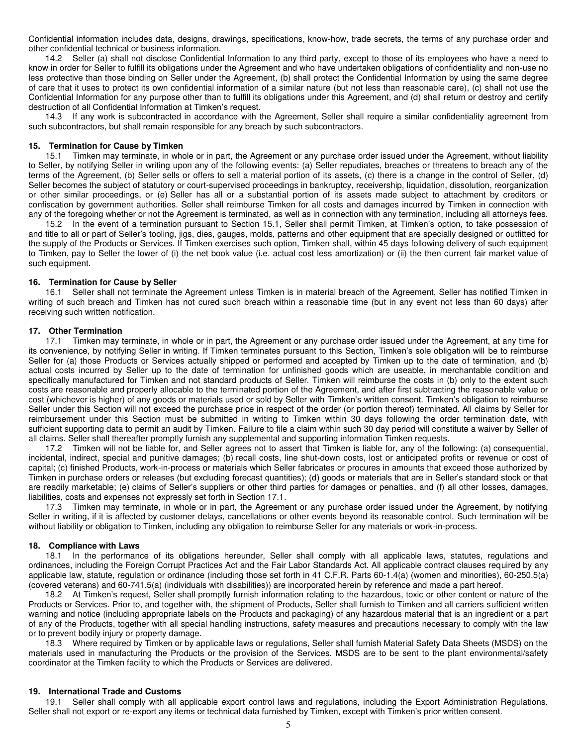Confidential information includes data, designs, drawings, specifications, know-how, trade secrets, the terms of any purchase order and other confidential technical or business information.

14.2 Seller (a) shall not disclose Confidential Information to any third party, except to those of its employees who have a need to know in order for Seller to fulfill its obligations under the Agreement and who have undertaken obligations of confidentiality and non-use no less protective than those binding on Seller under the Agreement, (b) shall protect the Confidential Information by using the same degree of care that it uses to protect its own confidential information of a similar nature (but not less than reasonable care), (c) shall not use the Confidential Information for any purpose other than to fulfill its obligations under this Agreement, and (d) shall return or destroy and certify destruction of all Confidential Information at Timken's request.

14.3 If any work is subcontracted in accordance with the Agreement, Seller shall require a similar confidentiality agreement from such subcontractors, but shall remain responsible for any breach by such subcontractors.

## 15. Termination for Cause by Timken

15.1 Timken may terminate, in whole or in part, the Agreement or any purchase order issued under the Agreement, without liability to Seller, by notifying Seller in writing upon any of the following events: (a) Seller repudiates, breaches or threatens to breach any of the terms of the Agreement, (b) Seller sells or offers to sell a material portion of its assets, (c) there is a change in the control of Seller, (d) Seller becomes the subject of statutory or court-supervised proceedings in bankruptcy, receivership, liquidation, dissolution, reorganization or other similar proceedings, or (e) Seller has all or a substantial portion of its assets made subject to attachment by creditors or confiscation by government authorities. Seller shall reimburse Timken for all costs and damages incurred by Timken in connection with any of the foregoing whether or not the Agreement is terminated, as well as in connection with any termination, including all attorneys fees.

15.2 In the event of a termination pursuant to Section 15.1, Seller shall permit Timken, at Timken's option, to take possession of and title to all or part of Seller's tooling, jigs, dies, gauges, molds, patterns and other equipment that are specially designed or outfitted for the supply of the Products or Services. If Timken exercises such option, Timken shall, within 45 days following delivery of such equipment to Timken, pay to Seller the lower of (i) the net book value (i.e. actual cost less amortization) or (ii) the then current fair market value of such equipment.

## 16. Termination for Cause by Seller

16.1 Seller shall not terminate the Agreement unless Timken is in material breach of the Agreement, Seller has notified Timken in writing of such breach and Timken has not cured such breach within a reasonable time (but in any event not less than 60 days) after receiving such written notification.

## 17. Other Termination

17.1 Timken may terminate, in whole or in part, the Agreement or any purchase order issued under the Agreement, at any time for its convenience, by notifying Seller in writing. If Timken terminates pursuant to this Section, Timken's sole obligation will be to reimburse Seller for (a) those Products or Services actually shipped or performed and accepted by Timken up to the date of termination, and (b) actual costs incurred by Seller up to the date of termination for unfinished goods which are useable, in merchantable condition and specifically manufactured for Timken and not standard products of Seller. Timken will reimburse the costs in (b) only to the extent such costs are reasonable and properly allocable to the terminated portion of the Agreement, and after first subtracting the reasonable value or cost (whichever is higher) of any goods or materials used or sold by Seller with Timken's written consent. Timken's obligation to reimburse Seller under this Section will not exceed the purchase price in respect of the order (or portion thereof) terminated. All claims by Seller for reimbursement under this Section must be submitted in writing to Timken within 30 days following the order termination date, with sufficient supporting data to permit an audit by Timken. Failure to file a claim within such 30 day period will constitute a waiver by Seller of all claims. Seller shall thereafter promptly furnish any supplemental and supporting information Timken requests.

17.2 Timken will not be liable for, and Seller agrees not to assert that Timken is liable for, any of the following: (a) consequential, incidental, indirect, special and punitive damages; (b) recall costs, line shut-down costs, lost or anticipated profits or revenue or cost of capital; (c) finished Products, work-in-process or materials which Seller fabricates or procures in amounts that exceed those authorized by Timken in purchase orders or releases (but excluding forecast quantities); (d) goods or materials that are in Seller's standard stock or that are readily marketable; (e) claims of Seller's suppliers or other third parties for damages or penalties, and (f) all other losses, damages, liabilities, costs and expenses not expressly set forth in Section 17.1.

17.3 Timken may terminate, in whole or in part, the Agreement or any purchase order issued under the Agreement, by notifying Seller in writing, if it is affected by customer delays, cancellations or other events beyond its reasonable control. Such termination will be without liability or obligation to Timken, including any obligation to reimburse Seller for any materials or work-in-process.

## 18. Compliance with Laws

18.1 In the performance of its obligations hereunder, Seller shall comply with all applicable laws, statutes, regulations and ordinances, including the Foreign Corrupt Practices Act and the Fair Labor Standards Act. All applicable contract clauses required by any applicable law, statute, regulation or ordinance (including those set forth in 41 C.F.R. Parts 60-1.4(a) (women and minorities), 60-250.5(a) (covered veterans) and 60-741.5(a) (individuals with disabilities)) are incorporated herein by reference and made a part hereof.

18.2 At Timken's request, Seller shall promptly furnish information relating to the hazardous, toxic or other content or nature of the Products or Services. Prior to, and together with, the shipment of Products, Seller shall furnish to Timken and all carriers sufficient written warning and notice (including appropriate labels on the Products and packaging) of any hazardous material that is an ingredient or a part of any of the Products, together with all special handling instructions, safety measures and precautions necessary to comply with the law or to prevent bodily injury or property damage.

18.3 Where required by Timken or by applicable laws or regulations, Seller shall furnish Material Safety Data Sheets (MSDS) on the materials used in manufacturing the Products or the provision of the Services. MSDS are to be sent to the plant environmental/safety coordinator at the Timken facility to which the Products or Services are delivered.

## 19. International Trade and Customs

19.1 Seller shall comply with all applicable export control laws and regulations, including the Export Administration Regulations. Seller shall not export or re-export any items or technical data furnished by Timken, except with Timken's prior written consent.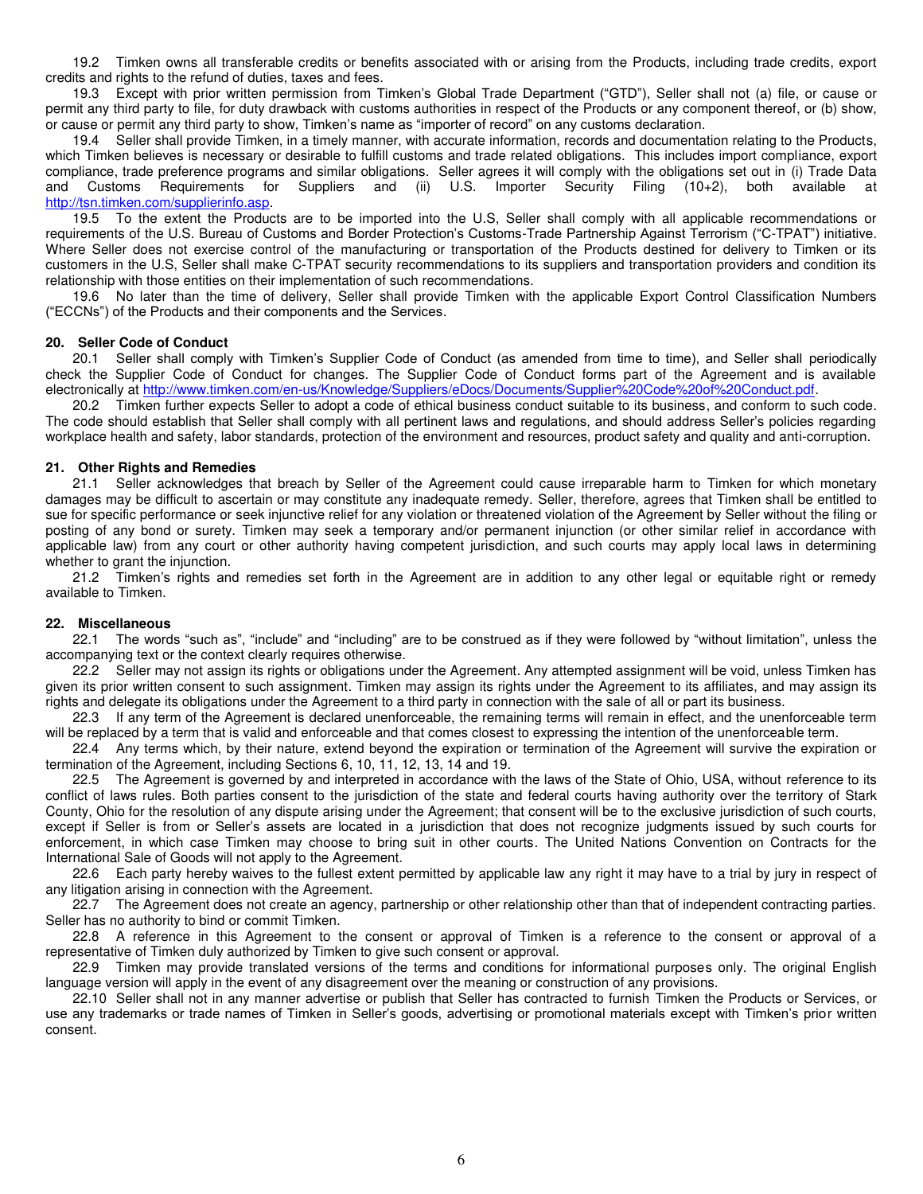19.2 Timken owns all transferable credits or benefits associated with or arising from the Products, including trade credits, export credits and rights to the refund of duties, taxes and fees.

19.3 Except with prior written permission from Timken's Global Trade Department ("GTD"), Seller shall not (a) file, or cause or permit any third party to file, for duty drawback with customs authorities in respect of the Products or any component thereof, or (b) show, or cause or permit any third party to show, Timken's name as "importer of record" on any customs declaration.

19.4 Seller shall provide Timken, in a timely manner, with accurate information, records and documentation relating to the Products, which Timken believes is necessary or desirable to fulfill customs and trade related obligations. This includes import compliance, export compliance, trade preference programs and similar obligations. Seller agrees it will comply with the obligations set out in (i) Trade Data and Customs Requirements for Suppliers and (ii) U.S. Importer Security Filing (10+2), both available at http://tsn.timken.com/supplierinfo.asp.

19.5 To the extent the Products are to be imported into the U.S, Seller shall comply with all applicable recommendations or requirements of the U.S. Bureau of Customs and Border Protection's Customs-Trade Partnership Against Terrorism ("C-TPAT") initiative. Where Seller does not exercise control of the manufacturing or transportation of the Products destined for delivery to Timken or its customers in the U.S, Seller shall make C-TPAT security recommendations to its suppliers and transportation providers and condition its relationship with those entities on their implementation of such recommendations.

19.6 No later than the time of delivery, Seller shall provide Timken with the applicable Export Control Classification Numbers ("ECCNs") of the Products and their components and the Services.

### 20. Seller Code of Conduct

20.1 Seller shall comply with Timken's Supplier Code of Conduct (as amended from time to time), and Seller shall periodically check the Supplier Code of Conduct for changes. The Supplier Code of Conduct forms part of the Agreement and is available electronically at http://www.timken.com/en-us/Knowledge/Suppliers/eDocs/Documents/Supplier%20Code%20of%20Conduct.pdf.

20.2 Timken further expects Seller to adopt a code of ethical business conduct suitable to its business, and conform to such code. The code should establish that Seller shall comply with all pertinent laws and regulations, and should address Seller's policies regarding workplace health and safety, labor standards, protection of the environment and resources, product safety and quality and anti-corruption.

### 21. Other Rights and Remedies

21.1 Seller acknowledges that breach by Seller of the Agreement could cause irreparable harm to Timken for which monetary damages may be difficult to ascertain or may constitute any inadequate remedy. Seller, therefore, agrees that Timken shall be entitled to sue for specific performance or seek injunctive relief for any violation or threatened violation of the Agreement by Seller without the filing or posting of any bond or surety. Timken may seek a temporary and/or permanent injunction (or other similar relief in accordance with applicable law) from any court or other authority having competent jurisdiction, and such courts may apply local laws in determining whether to grant the injunction.

21.2 Timken's rights and remedies set forth in the Agreement are in addition to any other legal or equitable right or remedy available to Timken.

### 22. Miscellaneous

22.1 The words "such as", "include" and "including" are to be construed as if they were followed by "without limitation", unless the accompanying text or the context clearly requires otherwise.

22.2 Seller may not assign its rights or obligations under the Agreement. Any attempted assignment will be void, unless Timken has given its prior written consent to such assignment. Timken may assign its rights under the Agreement to its affiliates, and may assign its rights and delegate its obligations under the Agreement to a third party in connection with the sale of all or part its business.

22.3 If any term of the Agreement is declared unenforceable, the remaining terms will remain in effect, and the unenforceable term will be replaced by a term that is valid and enforceable and that comes closest to expressing the intention of the unenforceable term.

22.4 Any terms which, by their nature, extend beyond the expiration or termination of the Agreement will survive the expiration or termination of the Agreement, including Sections 6, 10, 11, 12, 13, 14 and 19.

22.5 The Agreement is governed by and interpreted in accordance with the laws of the State of Ohio, USA, without reference to its conflict of laws rules. Both parties consent to the jurisdiction of the state and federal courts having authority over the territory of Stark County, Ohio for the resolution of any dispute arising under the Agreement; that consent will be to the exclusive jurisdiction of such courts, except if Seller is from or Seller's assets are located in a jurisdiction that does not recognize judgments issued by such courts for enforcement, in which case Timken may choose to bring suit in other courts. The United Nations Convention on Contracts for the International Sale of Goods will not apply to the Agreement.

22.6 Each party hereby waives to the fullest extent permitted by applicable law any right it may have to a trial by jury in respect of any litigation arising in connection with the Agreement.

22.7 The Agreement does not create an agency, partnership or other relationship other than that of independent contracting parties. Seller has no authority to bind or commit Timken.

22.8 A reference in this Agreement to the consent or approval of Timken is a reference to the consent or approval of a representative of Timken duly authorized by Timken to give such consent or approval.

22.9 Timken may provide translated versions of the terms and conditions for informational purposes only. The original English language version will apply in the event of any disagreement over the meaning or construction of any provisions.

22.10 Seller shall not in any manner advertise or publish that Seller has contracted to furnish Timken the Products or Services, or use any trademarks or trade names of Timken in Seller's goods, advertising or promotional materials except with Timken's prior written consent.